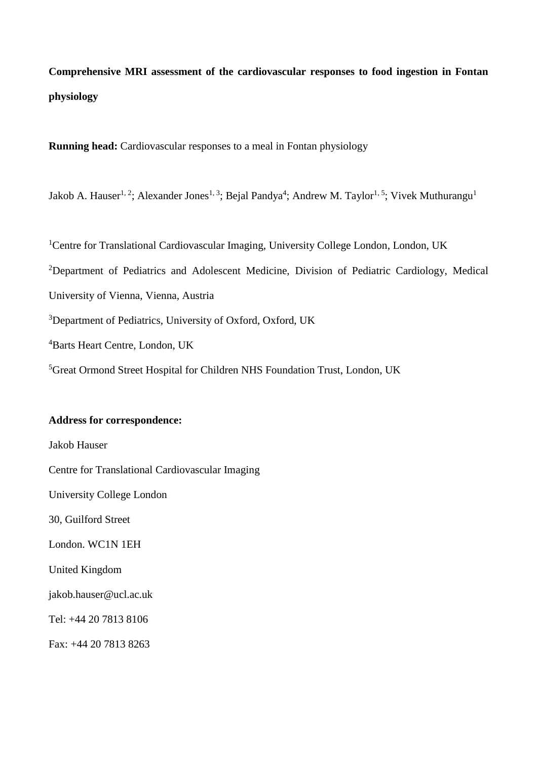**Comprehensive MRI assessment of the cardiovascular responses to food ingestion in Fontan physiology**

**Running head:** Cardiovascular responses to a meal in Fontan physiology

Jakob A. Hauser[1, 2]; Alexander Jones[1, 3]; Bejal Pandya[4]; Andrew M. Taylor[1, 5]; Vivek Muthurangu[1]

[1]Centre for Translational Cardiovascular Imaging, University College London, London, UK

[2]Department of Pediatrics and Adolescent Medicine, Division of Pediatric Cardiology, Medical University of Vienna, Vienna, Austria

[3]Department of Pediatrics, University of Oxford, Oxford, UK

[4]Barts Heart Centre, London, UK

[5]Great Ormond Street Hospital for Children NHS Foundation Trust, London, UK

**Address for correspondence:**

Jakob Hauser

Centre for Translational Cardiovascular Imaging

University College London

30, Guilford Street

London. WC1N 1EH

United Kingdom

jakob.hauser@ucl.ac.uk

Tel: +44 20 7813 8106

Fax: +44 20 7813 8263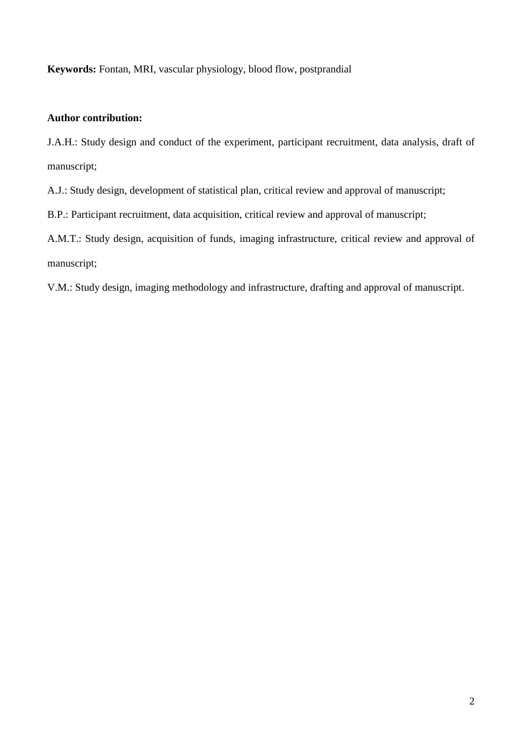**Keywords:** Fontan, MRI, vascular physiology, blood flow, postprandial

**Author contribution:**

J.A.H.: Study design and conduct of the experiment, participant recruitment, data analysis, draft of manuscript;

A.J.: Study design, development of statistical plan, critical review and approval of manuscript;

B.P.: Participant recruitment, data acquisition, critical review and approval of manuscript;

A.M.T.: Study design, acquisition of funds, imaging infrastructure, critical review and approval of manuscript;

V.M.: Study design, imaging methodology and infrastructure, drafting and approval of manuscript.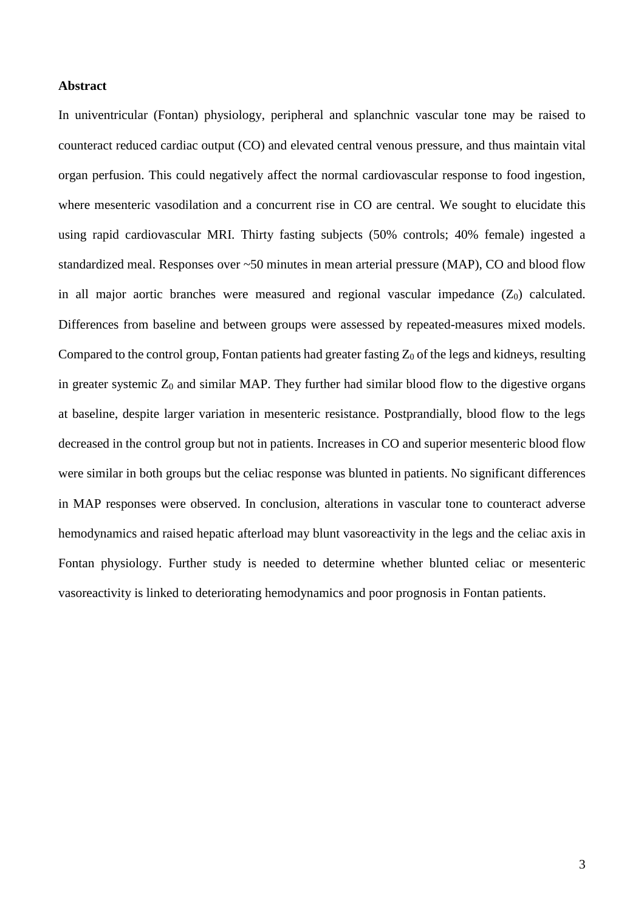**Abstract**

In univentricular (Fontan) physiology, peripheral and splanchnic vascular tone may be raised to counteract reduced cardiac output (CO) and elevated central venous pressure, and thus maintain vital organ perfusion. This could negatively affect the normal cardiovascular response to food ingestion, where mesenteric vasodilation and a concurrent rise in CO are central. We sought to elucidate this using rapid cardiovascular MRI. Thirty fasting subjects (50% controls; 40% female) ingested a standardized meal. Responses over ~50 minutes in mean arterial pressure (MAP), CO and blood flow in all major aortic branches were measured and regional vascular impedance ($Z_0$) calculated. Differences from baseline and between groups were assessed by repeated-measures mixed models. Compared to the control group, Fontan patients had greater fasting $Z_0$ of the legs and kidneys, resulting in greater systemic $Z_0$ and similar MAP. They further had similar blood flow to the digestive organs at baseline, despite larger variation in mesenteric resistance. Postprandially, blood flow to the legs decreased in the control group but not in patients. Increases in CO and superior mesenteric blood flow were similar in both groups but the celiac response was blunted in patients. No significant differences in MAP responses were observed. In conclusion, alterations in vascular tone to counteract adverse hemodynamics and raised hepatic afterload may blunt vasoreactivity in the legs and the celiac axis in Fontan physiology. Further study is needed to determine whether blunted celiac or mesenteric vasoreactivity is linked to deteriorating hemodynamics and poor prognosis in Fontan patients.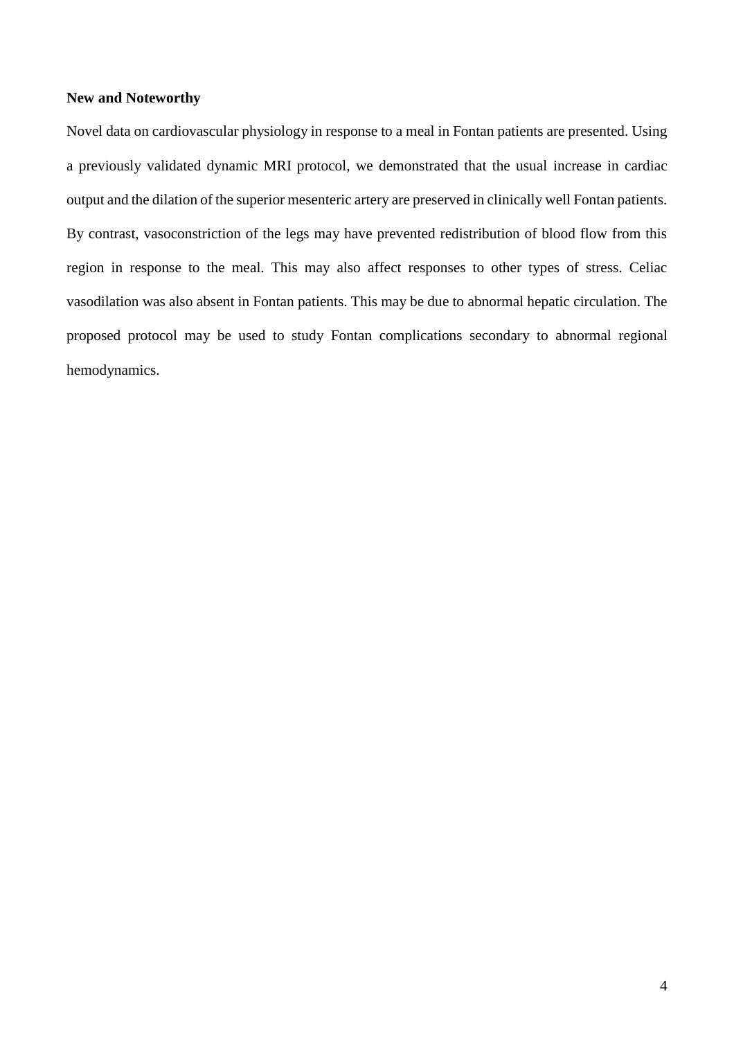**New and Noteworthy**

Novel data on cardiovascular physiology in response to a meal in Fontan patients are presented. Using a previously validated dynamic MRI protocol, we demonstrated that the usual increase in cardiac output and the dilation of the superior mesenteric artery are preserved in clinically well Fontan patients. By contrast, vasoconstriction of the legs may have prevented redistribution of blood flow from this region in response to the meal. This may also affect responses to other types of stress. Celiac vasodilation was also absent in Fontan patients. This may be due to abnormal hepatic circulation. The proposed protocol may be used to study Fontan complications secondary to abnormal regional hemodynamics.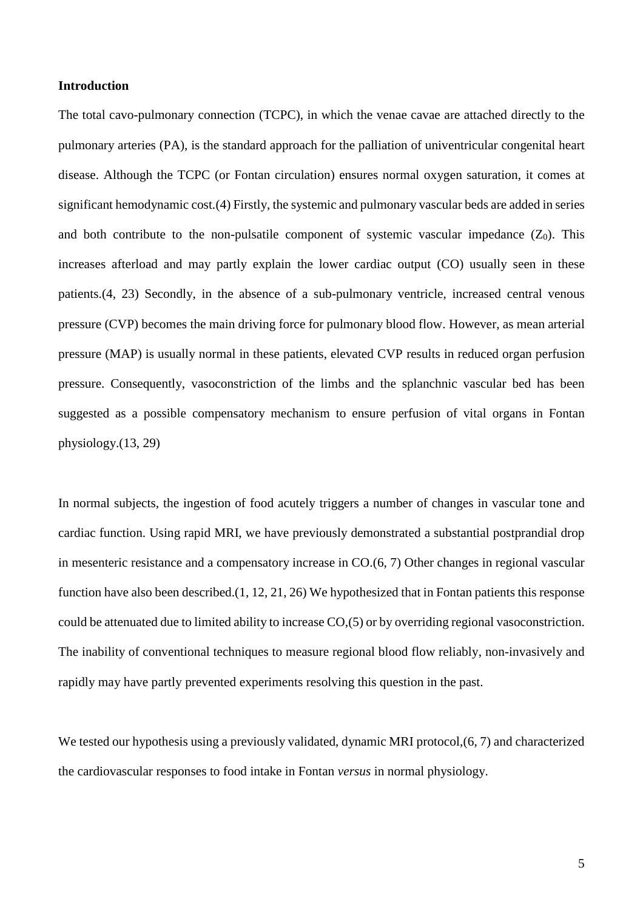**Introduction**

The total cavo-pulmonary connection (TCPC), in which the venae cavae are attached directly to the pulmonary arteries (PA), is the standard approach for the palliation of univentricular congenital heart disease. Although the TCPC (or Fontan circulation) ensures normal oxygen saturation, it comes at significant hemodynamic cost.(4) Firstly, the systemic and pulmonary vascular beds are added in series and both contribute to the non-pulsatile component of systemic vascular impedance ($Z_0$). This increases afterload and may partly explain the lower cardiac output (CO) usually seen in these patients.(4, 23) Secondly, in the absence of a sub-pulmonary ventricle, increased central venous pressure (CVP) becomes the main driving force for pulmonary blood flow. However, as mean arterial pressure (MAP) is usually normal in these patients, elevated CVP results in reduced organ perfusion pressure. Consequently, vasoconstriction of the limbs and the splanchnic vascular bed has been suggested as a possible compensatory mechanism to ensure perfusion of vital organs in Fontan physiology.(13, 29)

In normal subjects, the ingestion of food acutely triggers a number of changes in vascular tone and cardiac function. Using rapid MRI, we have previously demonstrated a substantial postprandial drop in mesenteric resistance and a compensatory increase in CO.(6, 7) Other changes in regional vascular function have also been described.(1, 12, 21, 26) We hypothesized that in Fontan patients this response could be attenuated due to limited ability to increase CO,(5) or by overriding regional vasoconstriction. The inability of conventional techniques to measure regional blood flow reliably, non-invasively and rapidly may have partly prevented experiments resolving this question in the past.

We tested our hypothesis using a previously validated, dynamic MRI protocol,(6, 7) and characterized the cardiovascular responses to food intake in Fontan *versus* in normal physiology.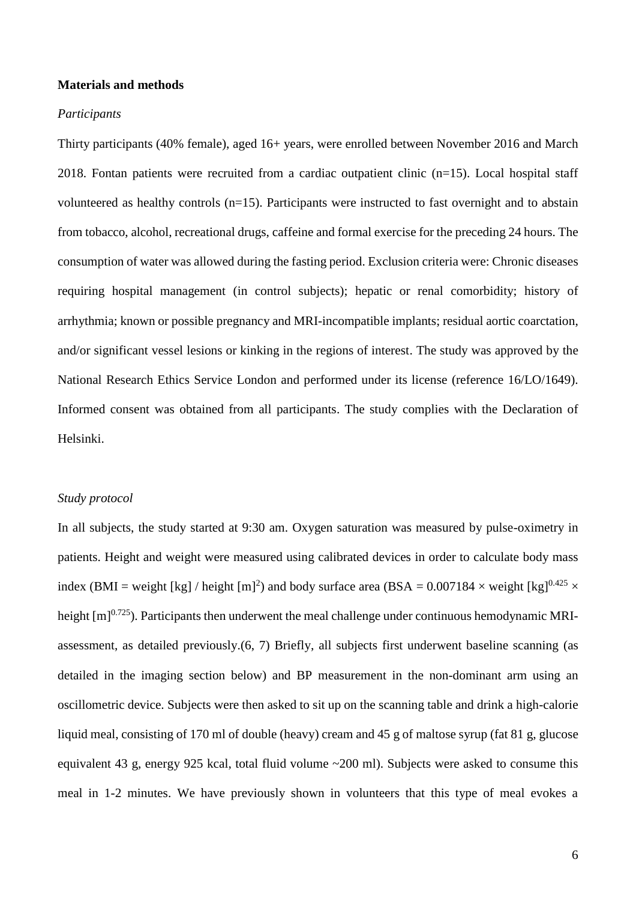**Materials and methods**

*Participants*

Thirty participants (40% female), aged 16+ years, were enrolled between November 2016 and March 2018. Fontan patients were recruited from a cardiac outpatient clinic (n=15). Local hospital staff volunteered as healthy controls (n=15). Participants were instructed to fast overnight and to abstain from tobacco, alcohol, recreational drugs, caffeine and formal exercise for the preceding 24 hours. The consumption of water was allowed during the fasting period. Exclusion criteria were: Chronic diseases requiring hospital management (in control subjects); hepatic or renal comorbidity; history of arrhythmia; known or possible pregnancy and MRI-incompatible implants; residual aortic coarctation, and/or significant vessel lesions or kinking in the regions of interest. The study was approved by the National Research Ethics Service London and performed under its license (reference 16/LO/1649). Informed consent was obtained from all participants. The study complies with the Declaration of Helsinki.

*Study protocol*

In all subjects, the study started at 9:30 am. Oxygen saturation was measured by pulse-oximetry in patients. Height and weight were measured using calibrated devices in order to calculate body mass index (BMI = weight [kg] / height $[m]^2$) and body surface area (BSA = $0.007184 \times$ weight $[kg]^{0.425} \times$ height $[m]^{0.725}$). Participants then underwent the meal challenge under continuous hemodynamic MRI-assessment, as detailed previously.(6, 7) Briefly, all subjects first underwent baseline scanning (as detailed in the imaging section below) and BP measurement in the non-dominant arm using an oscillometric device. Subjects were then asked to sit up on the scanning table and drink a high-calorie liquid meal, consisting of 170 ml of double (heavy) cream and 45 g of maltose syrup (fat 81 g, glucose equivalent 43 g, energy 925 kcal, total fluid volume ~200 ml). Subjects were asked to consume this meal in 1-2 minutes. We have previously shown in volunteers that this type of meal evokes a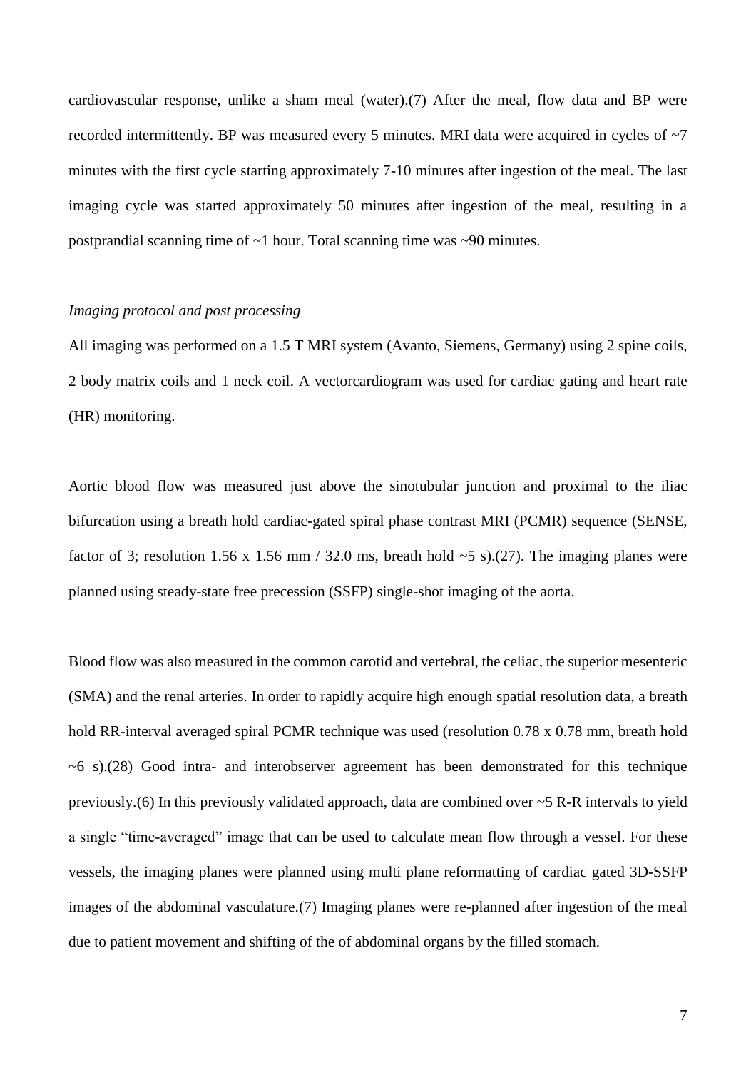cardiovascular response, unlike a sham meal (water).(7) After the meal, flow data and BP were recorded intermittently. BP was measured every 5 minutes. MRI data were acquired in cycles of ~7 minutes with the first cycle starting approximately 7-10 minutes after ingestion of the meal. The last imaging cycle was started approximately 50 minutes after ingestion of the meal, resulting in a postprandial scanning time of ~1 hour. Total scanning time was ~90 minutes.

*Imaging protocol and post processing*

All imaging was performed on a 1.5 T MRI system (Avanto, Siemens, Germany) using 2 spine coils, 2 body matrix coils and 1 neck coil. A vectorcardiogram was used for cardiac gating and heart rate (HR) monitoring.

Aortic blood flow was measured just above the sinotubular junction and proximal to the iliac bifurcation using a breath hold cardiac-gated spiral phase contrast MRI (PCMR) sequence (SENSE, factor of 3; resolution 1.56 x 1.56 mm / 32.0 ms, breath hold ~5 s).(27). The imaging planes were planned using steady-state free precession (SSFP) single-shot imaging of the aorta.

Blood flow was also measured in the common carotid and vertebral, the celiac, the superior mesenteric (SMA) and the renal arteries. In order to rapidly acquire high enough spatial resolution data, a breath hold RR-interval averaged spiral PCMR technique was used (resolution 0.78 x 0.78 mm, breath hold ~6 s).(28) Good intra- and interobserver agreement has been demonstrated for this technique previously.(6) In this previously validated approach, data are combined over ~5 R-R intervals to yield a single "time-averaged" image that can be used to calculate mean flow through a vessel. For these vessels, the imaging planes were planned using multi plane reformatting of cardiac gated 3D-SSFP images of the abdominal vasculature.(7) Imaging planes were re-planned after ingestion of the meal due to patient movement and shifting of the of abdominal organs by the filled stomach.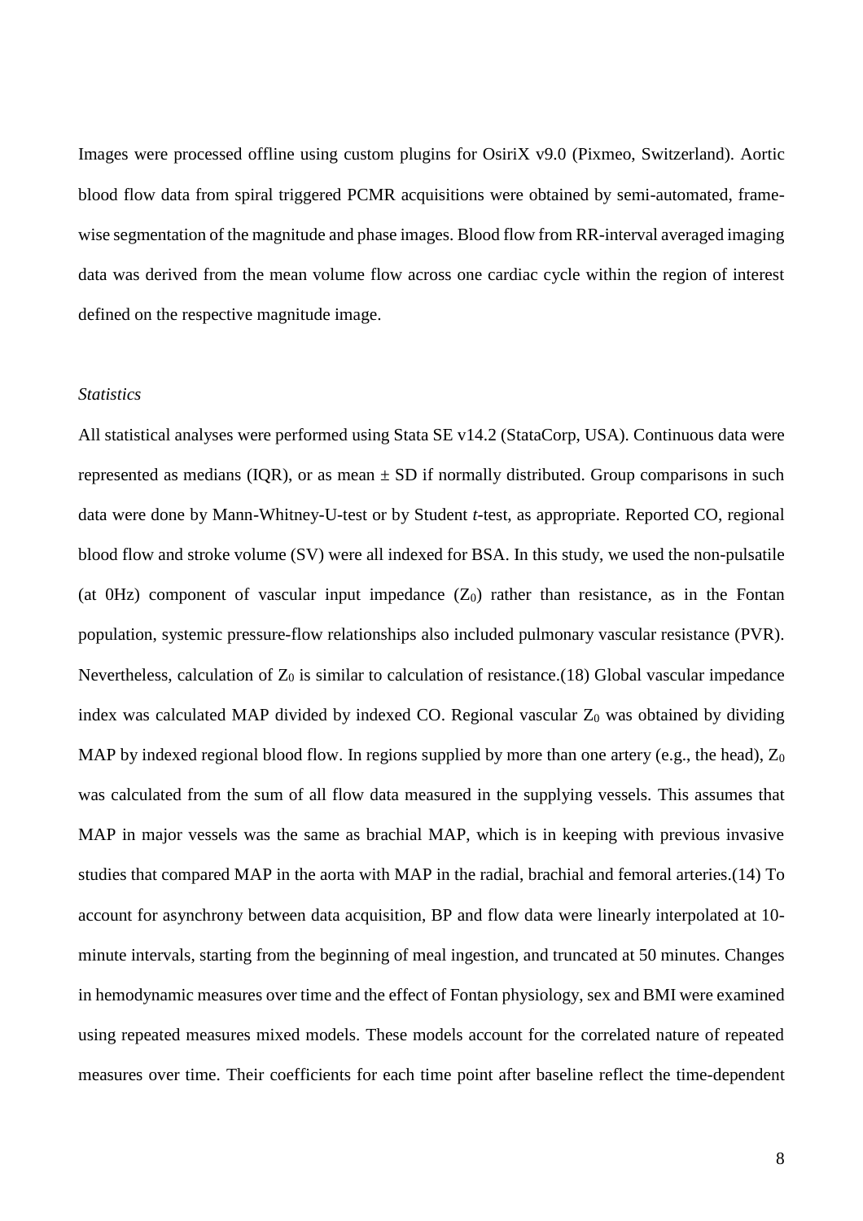Images were processed offline using custom plugins for OsiriX v9.0 (Pixmeo, Switzerland). Aortic blood flow data from spiral triggered PCMR acquisitions were obtained by semi-automated, frame-wise segmentation of the magnitude and phase images. Blood flow from RR-interval averaged imaging data was derived from the mean volume flow across one cardiac cycle within the region of interest defined on the respective magnitude image.

### *Statistics*

All statistical analyses were performed using Stata SE v14.2 (StataCorp, USA). Continuous data were represented as medians (IQR), or as mean ± SD if normally distributed. Group comparisons in such data were done by Mann-Whitney-U-test or by Student *t*-test, as appropriate. Reported CO, regional blood flow and stroke volume (SV) were all indexed for BSA. In this study, we used the non-pulsatile (at 0Hz) component of vascular input impedance ($Z_0$) rather than resistance, as in the Fontan population, systemic pressure-flow relationships also included pulmonary vascular resistance (PVR). Nevertheless, calculation of $Z_0$ is similar to calculation of resistance.(18) Global vascular impedance index was calculated MAP divided by indexed CO. Regional vascular $Z_0$ was obtained by dividing MAP by indexed regional blood flow. In regions supplied by more than one artery (e.g., the head), $Z_0$ was calculated from the sum of all flow data measured in the supplying vessels. This assumes that MAP in major vessels was the same as brachial MAP, which is in keeping with previous invasive studies that compared MAP in the aorta with MAP in the radial, brachial and femoral arteries.(14) To account for asynchrony between data acquisition, BP and flow data were linearly interpolated at 10-minute intervals, starting from the beginning of meal ingestion, and truncated at 50 minutes. Changes in hemodynamic measures over time and the effect of Fontan physiology, sex and BMI were examined using repeated measures mixed models. These models account for the correlated nature of repeated measures over time. Their coefficients for each time point after baseline reflect the time-dependent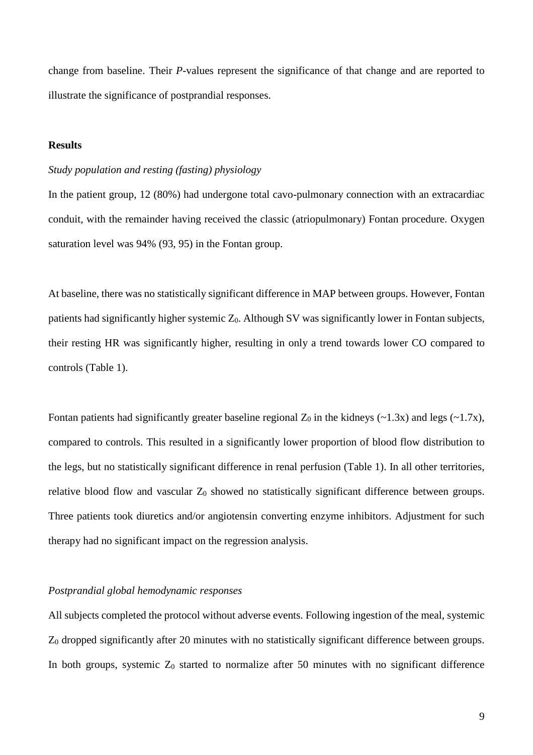change from baseline. Their *P*-values represent the significance of that change and are reported to illustrate the significance of postprandial responses.

## Results

### *Study population and resting (fasting) physiology*

In the patient group, 12 (80%) had undergone total cavo-pulmonary connection with an extracardiac conduit, with the remainder having received the classic (atriopulmonary) Fontan procedure. Oxygen saturation level was 94% (93, 95) in the Fontan group.

At baseline, there was no statistically significant difference in MAP between groups. However, Fontan patients had significantly higher systemic $Z_0$. Although SV was significantly lower in Fontan subjects, their resting HR was significantly higher, resulting in only a trend towards lower CO compared to controls (Table 1).

Fontan patients had significantly greater baseline regional $Z_0$ in the kidneys (~1.3x) and legs (~1.7x), compared to controls. This resulted in a significantly lower proportion of blood flow distribution to the legs, but no statistically significant difference in renal perfusion (Table 1). In all other territories, relative blood flow and vascular $Z_0$ showed no statistically significant difference between groups. Three patients took diuretics and/or angiotensin converting enzyme inhibitors. Adjustment for such therapy had no significant impact on the regression analysis.

### *Postprandial global hemodynamic responses*

All subjects completed the protocol without adverse events. Following ingestion of the meal, systemic $Z_0$ dropped significantly after 20 minutes with no statistically significant difference between groups. In both groups, systemic $Z_0$ started to normalize after 50 minutes with no significant difference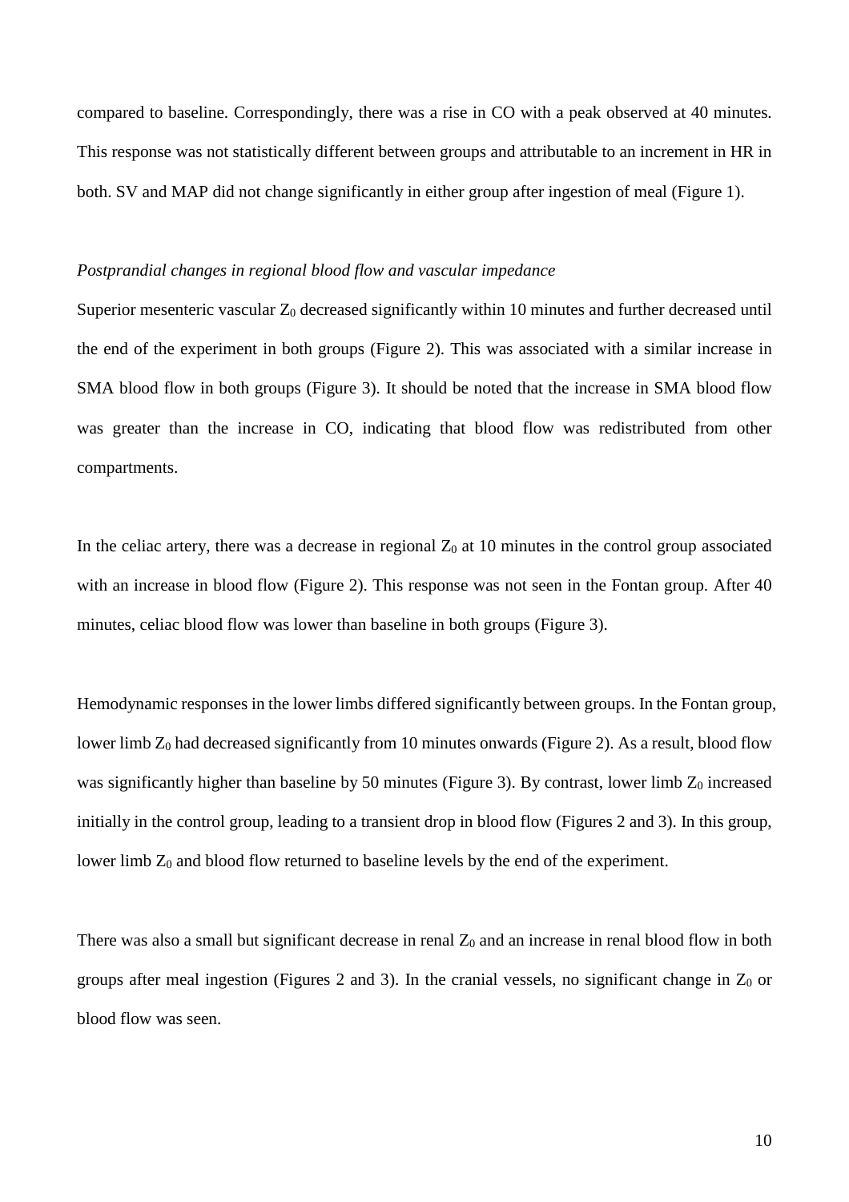compared to baseline. Correspondingly, there was a rise in CO with a peak observed at 40 minutes. This response was not statistically different between groups and attributable to an increment in HR in both. SV and MAP did not change significantly in either group after ingestion of meal (Figure 1).

*Postprandial changes in regional blood flow and vascular impedance*

Superior mesenteric vascular $Z_0$ decreased significantly within 10 minutes and further decreased until the end of the experiment in both groups (Figure 2). This was associated with a similar increase in SMA blood flow in both groups (Figure 3). It should be noted that the increase in SMA blood flow was greater than the increase in CO, indicating that blood flow was redistributed from other compartments.

In the celiac artery, there was a decrease in regional $Z_0$ at 10 minutes in the control group associated with an increase in blood flow (Figure 2). This response was not seen in the Fontan group. After 40 minutes, celiac blood flow was lower than baseline in both groups (Figure 3).

Hemodynamic responses in the lower limbs differed significantly between groups. In the Fontan group, lower limb $Z_0$ had decreased significantly from 10 minutes onwards (Figure 2). As a result, blood flow was significantly higher than baseline by 50 minutes (Figure 3). By contrast, lower limb $Z_0$ increased initially in the control group, leading to a transient drop in blood flow (Figures 2 and 3). In this group, lower limb $Z_0$ and blood flow returned to baseline levels by the end of the experiment.

There was also a small but significant decrease in renal $Z_0$ and an increase in renal blood flow in both groups after meal ingestion (Figures 2 and 3). In the cranial vessels, no significant change in $Z_0$ or blood flow was seen.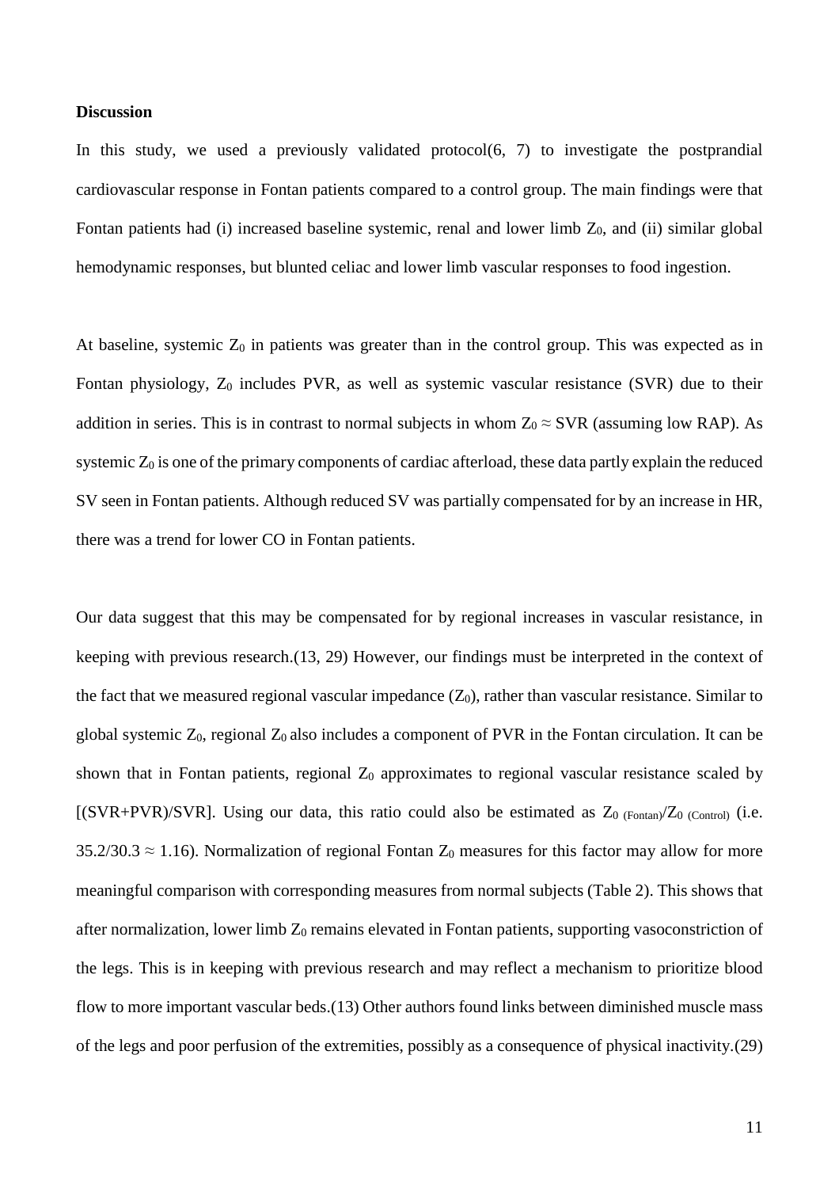### Discussion

In this study, we used a previously validated protocol(6, 7) to investigate the postprandial cardiovascular response in Fontan patients compared to a control group. The main findings were that Fontan patients had (i) increased baseline systemic, renal and lower limb $Z_0$, and (ii) similar global hemodynamic responses, but blunted celiac and lower limb vascular responses to food ingestion.

At baseline, systemic $Z_0$ in patients was greater than in the control group. This was expected as in Fontan physiology, $Z_0$ includes PVR, as well as systemic vascular resistance (SVR) due to their addition in series. This is in contrast to normal subjects in whom $Z_0 \approx$ SVR (assuming low RAP). As systemic $Z_0$ is one of the primary components of cardiac afterload, these data partly explain the reduced SV seen in Fontan patients. Although reduced SV was partially compensated for by an increase in HR, there was a trend for lower CO in Fontan patients.

Our data suggest that this may be compensated for by regional increases in vascular resistance, in keeping with previous research.(13, 29) However, our findings must be interpreted in the context of the fact that we measured regional vascular impedance ($Z_0$), rather than vascular resistance. Similar to global systemic $Z_0$, regional $Z_0$ also includes a component of PVR in the Fontan circulation. It can be shown that in Fontan patients, regional $Z_0$ approximates to regional vascular resistance scaled by [(SVR+PVR)/SVR]. Using our data, this ratio could also be estimated as $Z_{0\ (Fontan)}/Z_{0\ (Control)}$ (i.e. $35.2/30.3 \approx 1.16$). Normalization of regional Fontan $Z_0$ measures for this factor may allow for more meaningful comparison with corresponding measures from normal subjects (Table 2). This shows that after normalization, lower limb $Z_0$ remains elevated in Fontan patients, supporting vasoconstriction of the legs. This is in keeping with previous research and may reflect a mechanism to prioritize blood flow to more important vascular beds.(13) Other authors found links between diminished muscle mass of the legs and poor perfusion of the extremities, possibly as a consequence of physical inactivity.(29)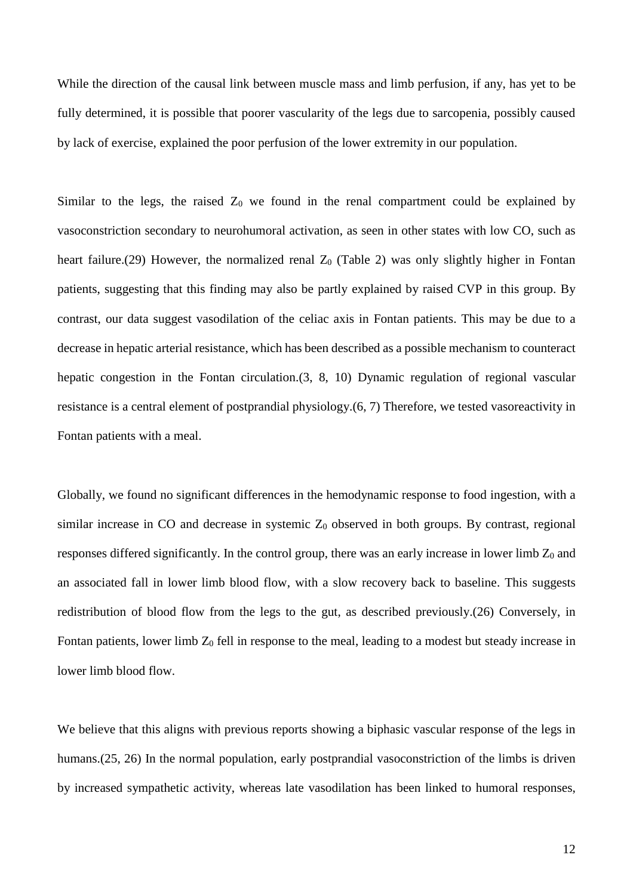While the direction of the causal link between muscle mass and limb perfusion, if any, has yet to be fully determined, it is possible that poorer vascularity of the legs due to sarcopenia, possibly caused by lack of exercise, explained the poor perfusion of the lower extremity in our population.

Similar to the legs, the raised $Z_0$ we found in the renal compartment could be explained by vasoconstriction secondary to neurohumoral activation, as seen in other states with low CO, such as heart failure.(29) However, the normalized renal $Z_0$ (Table 2) was only slightly higher in Fontan patients, suggesting that this finding may also be partly explained by raised CVP in this group. By contrast, our data suggest vasodilation of the celiac axis in Fontan patients. This may be due to a decrease in hepatic arterial resistance, which has been described as a possible mechanism to counteract hepatic congestion in the Fontan circulation.(3, 8, 10) Dynamic regulation of regional vascular resistance is a central element of postprandial physiology.(6, 7) Therefore, we tested vasoreactivity in Fontan patients with a meal.

Globally, we found no significant differences in the hemodynamic response to food ingestion, with a similar increase in CO and decrease in systemic $Z_0$ observed in both groups. By contrast, regional responses differed significantly. In the control group, there was an early increase in lower limb $Z_0$ and an associated fall in lower limb blood flow, with a slow recovery back to baseline. This suggests redistribution of blood flow from the legs to the gut, as described previously.(26) Conversely, in Fontan patients, lower limb $Z_0$ fell in response to the meal, leading to a modest but steady increase in lower limb blood flow.

We believe that this aligns with previous reports showing a biphasic vascular response of the legs in humans.(25, 26) In the normal population, early postprandial vasoconstriction of the limbs is driven by increased sympathetic activity, whereas late vasodilation has been linked to humoral responses,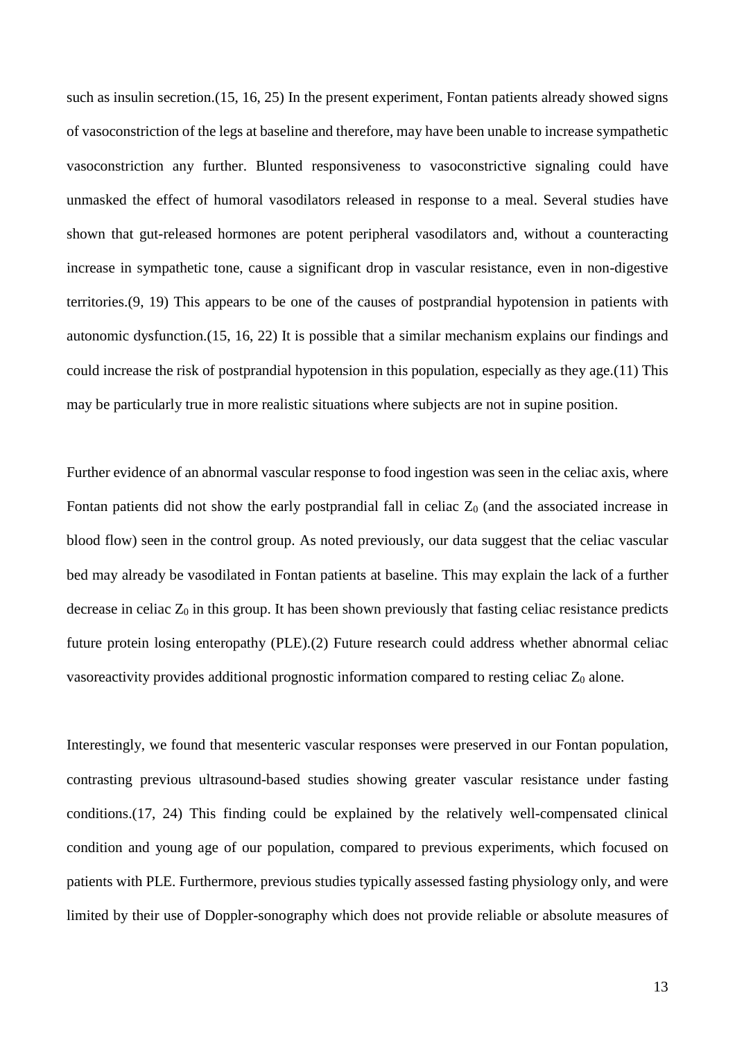such as insulin secretion.(15, 16, 25) In the present experiment, Fontan patients already showed signs of vasoconstriction of the legs at baseline and therefore, may have been unable to increase sympathetic vasoconstriction any further. Blunted responsiveness to vasoconstrictive signaling could have unmasked the effect of humoral vasodilators released in response to a meal. Several studies have shown that gut-released hormones are potent peripheral vasodilators and, without a counteracting increase in sympathetic tone, cause a significant drop in vascular resistance, even in non-digestive territories.(9, 19) This appears to be one of the causes of postprandial hypotension in patients with autonomic dysfunction.(15, 16, 22) It is possible that a similar mechanism explains our findings and could increase the risk of postprandial hypotension in this population, especially as they age.(11) This may be particularly true in more realistic situations where subjects are not in supine position.

Further evidence of an abnormal vascular response to food ingestion was seen in the celiac axis, where Fontan patients did not show the early postprandial fall in celiac $Z_0$ (and the associated increase in blood flow) seen in the control group. As noted previously, our data suggest that the celiac vascular bed may already be vasodilated in Fontan patients at baseline. This may explain the lack of a further decrease in celiac $Z_0$ in this group. It has been shown previously that fasting celiac resistance predicts future protein losing enteropathy (PLE).(2) Future research could address whether abnormal celiac vasoreactivity provides additional prognostic information compared to resting celiac $Z_0$ alone.

Interestingly, we found that mesenteric vascular responses were preserved in our Fontan population, contrasting previous ultrasound-based studies showing greater vascular resistance under fasting conditions.(17, 24) This finding could be explained by the relatively well-compensated clinical condition and young age of our population, compared to previous experiments, which focused on patients with PLE. Furthermore, previous studies typically assessed fasting physiology only, and were limited by their use of Doppler-sonography which does not provide reliable or absolute measures of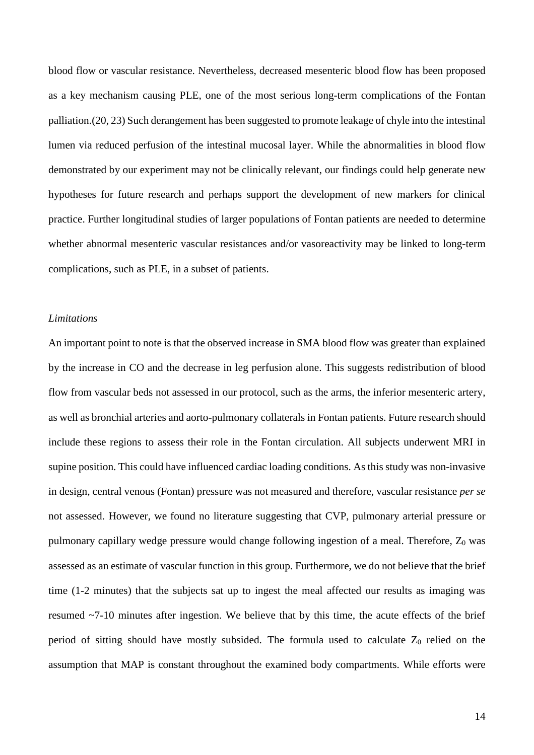blood flow or vascular resistance. Nevertheless, decreased mesenteric blood flow has been proposed as a key mechanism causing PLE, one of the most serious long-term complications of the Fontan palliation.(20, 23) Such derangement has been suggested to promote leakage of chyle into the intestinal lumen via reduced perfusion of the intestinal mucosal layer. While the abnormalities in blood flow demonstrated by our experiment may not be clinically relevant, our findings could help generate new hypotheses for future research and perhaps support the development of new markers for clinical practice. Further longitudinal studies of larger populations of Fontan patients are needed to determine whether abnormal mesenteric vascular resistances and/or vasoreactivity may be linked to long-term complications, such as PLE, in a subset of patients.

*Limitations*

An important point to note is that the observed increase in SMA blood flow was greater than explained by the increase in CO and the decrease in leg perfusion alone. This suggests redistribution of blood flow from vascular beds not assessed in our protocol, such as the arms, the inferior mesenteric artery, as well as bronchial arteries and aorto-pulmonary collaterals in Fontan patients. Future research should include these regions to assess their role in the Fontan circulation. All subjects underwent MRI in supine position. This could have influenced cardiac loading conditions. As this study was non-invasive in design, central venous (Fontan) pressure was not measured and therefore, vascular resistance *per se* not assessed. However, we found no literature suggesting that CVP, pulmonary arterial pressure or pulmonary capillary wedge pressure would change following ingestion of a meal. Therefore, $Z_0$ was assessed as an estimate of vascular function in this group. Furthermore, we do not believe that the brief time (1-2 minutes) that the subjects sat up to ingest the meal affected our results as imaging was resumed ~7-10 minutes after ingestion. We believe that by this time, the acute effects of the brief period of sitting should have mostly subsided. The formula used to calculate $Z_0$ relied on the assumption that MAP is constant throughout the examined body compartments. While efforts were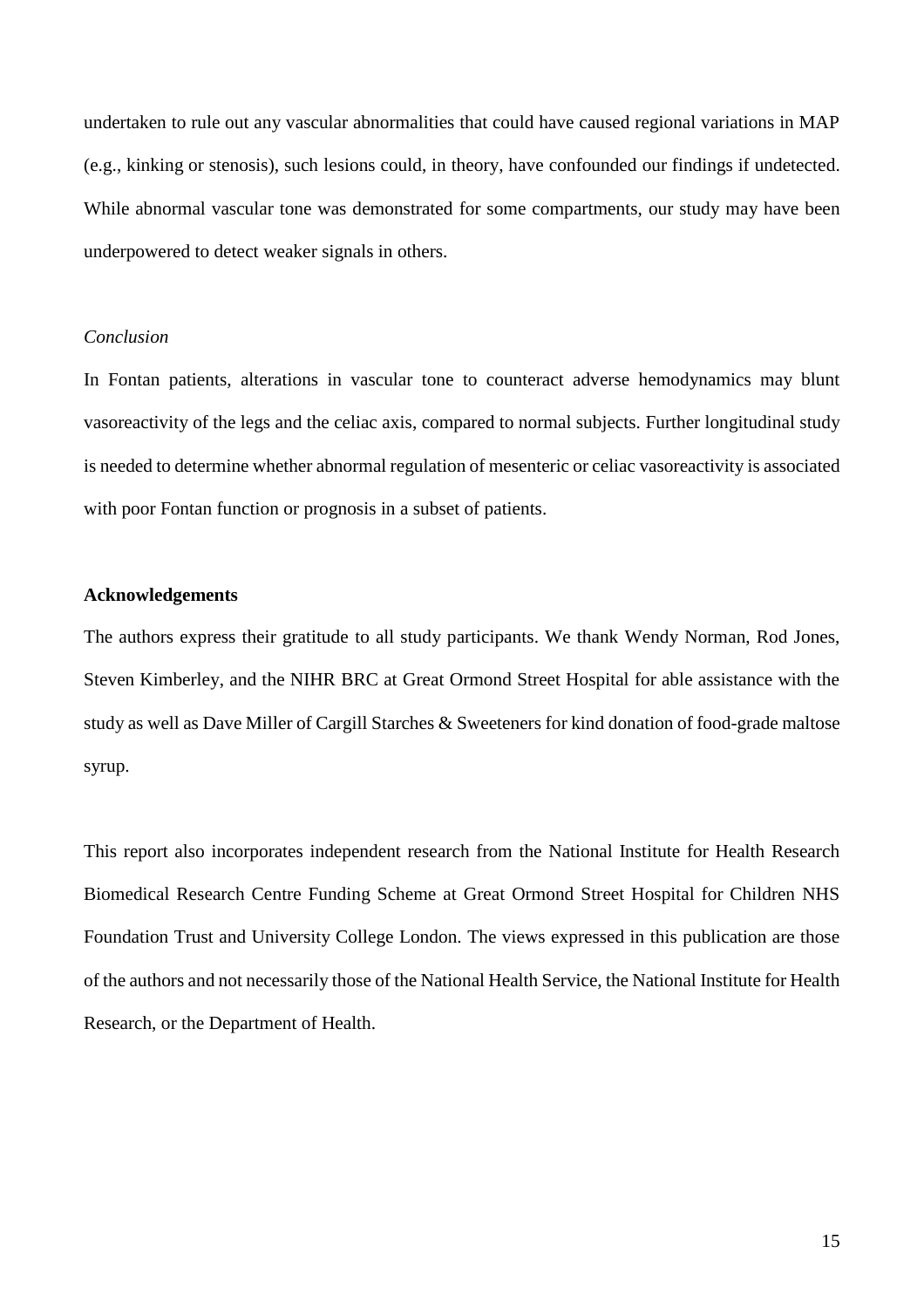undertaken to rule out any vascular abnormalities that could have caused regional variations in MAP (e.g., kinking or stenosis), such lesions could, in theory, have confounded our findings if undetected. While abnormal vascular tone was demonstrated for some compartments, our study may have been underpowered to detect weaker signals in others.

*Conclusion*

In Fontan patients, alterations in vascular tone to counteract adverse hemodynamics may blunt vasoreactivity of the legs and the celiac axis, compared to normal subjects. Further longitudinal study is needed to determine whether abnormal regulation of mesenteric or celiac vasoreactivity is associated with poor Fontan function or prognosis in a subset of patients.

**Acknowledgements**

The authors express their gratitude to all study participants. We thank Wendy Norman, Rod Jones, Steven Kimberley, and the NIHR BRC at Great Ormond Street Hospital for able assistance with the study as well as Dave Miller of Cargill Starches & Sweeteners for kind donation of food-grade maltose syrup.

This report also incorporates independent research from the National Institute for Health Research Biomedical Research Centre Funding Scheme at Great Ormond Street Hospital for Children NHS Foundation Trust and University College London. The views expressed in this publication are those of the authors and not necessarily those of the National Health Service, the National Institute for Health Research, or the Department of Health.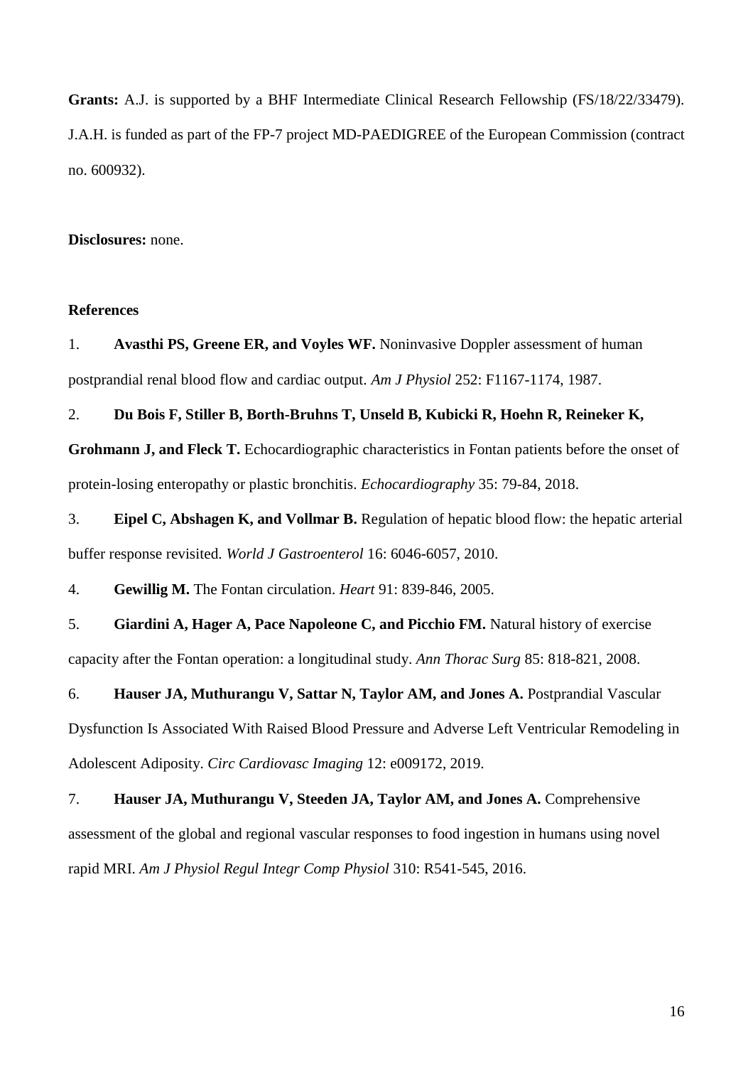**Grants:** A.J. is supported by a BHF Intermediate Clinical Research Fellowship (FS/18/22/33479). J.A.H. is funded as part of the FP-7 project MD-PAEDIGREE of the European Commission (contract no. 600932).

**Disclosures:** none.

**References**

1. **Avasthi PS, Greene ER, and Voyles WF.** Noninvasive Doppler assessment of human postprandial renal blood flow and cardiac output. *Am J Physiol* 252: F1167-1174, 1987.

2. **Du Bois F, Stiller B, Borth-Bruhns T, Unseld B, Kubicki R, Hoehn R, Reineker K, Grohmann J, and Fleck T.** Echocardiographic characteristics in Fontan patients before the onset of protein-losing enteropathy or plastic bronchitis. *Echocardiography* 35: 79-84, 2018.

3. **Eipel C, Abshagen K, and Vollmar B.** Regulation of hepatic blood flow: the hepatic arterial buffer response revisited. *World J Gastroenterol* 16: 6046-6057, 2010.

4. **Gewillig M.** The Fontan circulation. *Heart* 91: 839-846, 2005.

5. **Giardini A, Hager A, Pace Napoleone C, and Picchio FM.** Natural history of exercise capacity after the Fontan operation: a longitudinal study. *Ann Thorac Surg* 85: 818-821, 2008.

6. **Hauser JA, Muthurangu V, Sattar N, Taylor AM, and Jones A.** Postprandial Vascular Dysfunction Is Associated With Raised Blood Pressure and Adverse Left Ventricular Remodeling in Adolescent Adiposity. *Circ Cardiovasc Imaging* 12: e009172, 2019.

7. **Hauser JA, Muthurangu V, Steeden JA, Taylor AM, and Jones A.** Comprehensive assessment of the global and regional vascular responses to food ingestion in humans using novel rapid MRI. *Am J Physiol Regul Integr Comp Physiol* 310: R541-545, 2016.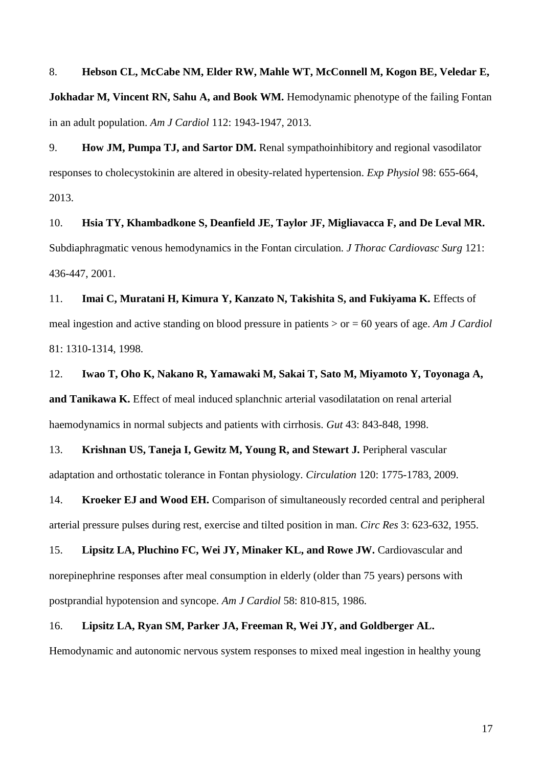8. **Hebson CL, McCabe NM, Elder RW, Mahle WT, McConnell M, Kogon BE, Veledar E, Jokhadar M, Vincent RN, Sahu A, and Book WM.** Hemodynamic phenotype of the failing Fontan in an adult population. *Am J Cardiol* 112: 1943-1947, 2013.

9. **How JM, Pumpa TJ, and Sartor DM.** Renal sympathoinhibitory and regional vasodilator responses to cholecystokinin are altered in obesity-related hypertension. *Exp Physiol* 98: 655-664, 2013.

10. **Hsia TY, Khambadkone S, Deanfield JE, Taylor JF, Migliavacca F, and De Leval MR.** Subdiaphragmatic venous hemodynamics in the Fontan circulation. *J Thorac Cardiovasc Surg* 121: 436-447, 2001.

11. **Imai C, Muratani H, Kimura Y, Kanzato N, Takishita S, and Fukiyama K.** Effects of meal ingestion and active standing on blood pressure in patients > or = 60 years of age. *Am J Cardiol* 81: 1310-1314, 1998.

12. **Iwao T, Oho K, Nakano R, Yamawaki M, Sakai T, Sato M, Miyamoto Y, Toyonaga A, and Tanikawa K.** Effect of meal induced splanchnic arterial vasodilatation on renal arterial haemodynamics in normal subjects and patients with cirrhosis. *Gut* 43: 843-848, 1998.

13. **Krishnan US, Taneja I, Gewitz M, Young R, and Stewart J.** Peripheral vascular adaptation and orthostatic tolerance in Fontan physiology. *Circulation* 120: 1775-1783, 2009.

14. **Kroeker EJ and Wood EH.** Comparison of simultaneously recorded central and peripheral arterial pressure pulses during rest, exercise and tilted position in man. *Circ Res* 3: 623-632, 1955.

15. **Lipsitz LA, Pluchino FC, Wei JY, Minaker KL, and Rowe JW.** Cardiovascular and norepinephrine responses after meal consumption in elderly (older than 75 years) persons with postprandial hypotension and syncope. *Am J Cardiol* 58: 810-815, 1986.

16. **Lipsitz LA, Ryan SM, Parker JA, Freeman R, Wei JY, and Goldberger AL.** Hemodynamic and autonomic nervous system responses to mixed meal ingestion in healthy young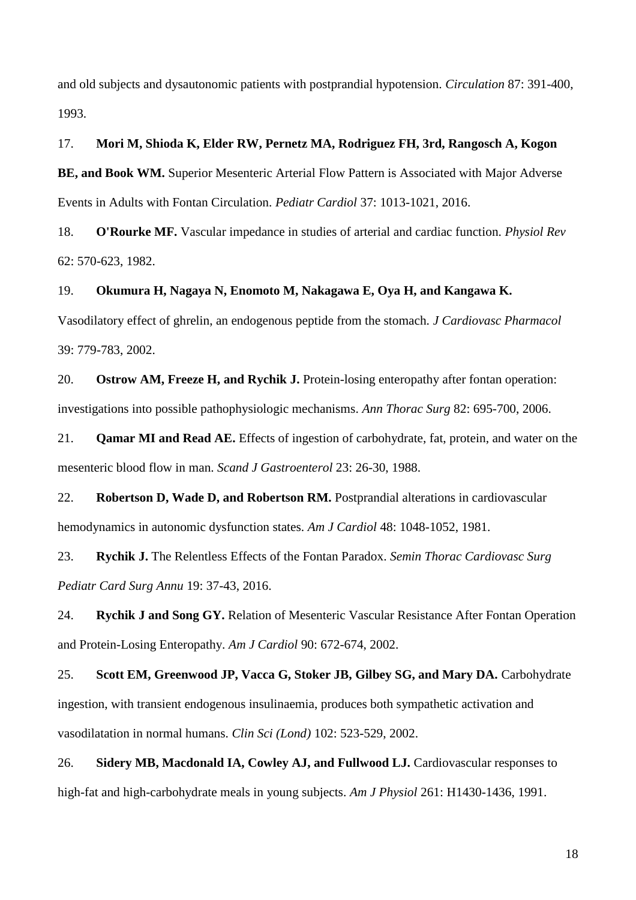and old subjects and dysautonomic patients with postprandial hypotension. *Circulation* 87: 391-400, 1993.

17. **Mori M, Shioda K, Elder RW, Pernetz MA, Rodriguez FH, 3rd, Rangosch A, Kogon BE, and Book WM.** Superior Mesenteric Arterial Flow Pattern is Associated with Major Adverse Events in Adults with Fontan Circulation. *Pediatr Cardiol* 37: 1013-1021, 2016.

18. **O'Rourke MF.** Vascular impedance in studies of arterial and cardiac function. *Physiol Rev* 62: 570-623, 1982.

19. **Okumura H, Nagaya N, Enomoto M, Nakagawa E, Oya H, and Kangawa K.** Vasodilatory effect of ghrelin, an endogenous peptide from the stomach. *J Cardiovasc Pharmacol* 39: 779-783, 2002.

20. **Ostrow AM, Freeze H, and Rychik J.** Protein-losing enteropathy after fontan operation: investigations into possible pathophysiologic mechanisms. *Ann Thorac Surg* 82: 695-700, 2006.

21. **Qamar MI and Read AE.** Effects of ingestion of carbohydrate, fat, protein, and water on the mesenteric blood flow in man. *Scand J Gastroenterol* 23: 26-30, 1988.

22. **Robertson D, Wade D, and Robertson RM.** Postprandial alterations in cardiovascular hemodynamics in autonomic dysfunction states. *Am J Cardiol* 48: 1048-1052, 1981.

23. **Rychik J.** The Relentless Effects of the Fontan Paradox. *Semin Thorac Cardiovasc Surg Pediatr Card Surg Annu* 19: 37-43, 2016.

24. **Rychik J and Song GY.** Relation of Mesenteric Vascular Resistance After Fontan Operation and Protein-Losing Enteropathy. *Am J Cardiol* 90: 672-674, 2002.

25. **Scott EM, Greenwood JP, Vacca G, Stoker JB, Gilbey SG, and Mary DA.** Carbohydrate ingestion, with transient endogenous insulinaemia, produces both sympathetic activation and vasodilatation in normal humans. *Clin Sci (Lond)* 102: 523-529, 2002.

26. **Sidery MB, Macdonald IA, Cowley AJ, and Fullwood LJ.** Cardiovascular responses to high-fat and high-carbohydrate meals in young subjects. *Am J Physiol* 261: H1430-1436, 1991.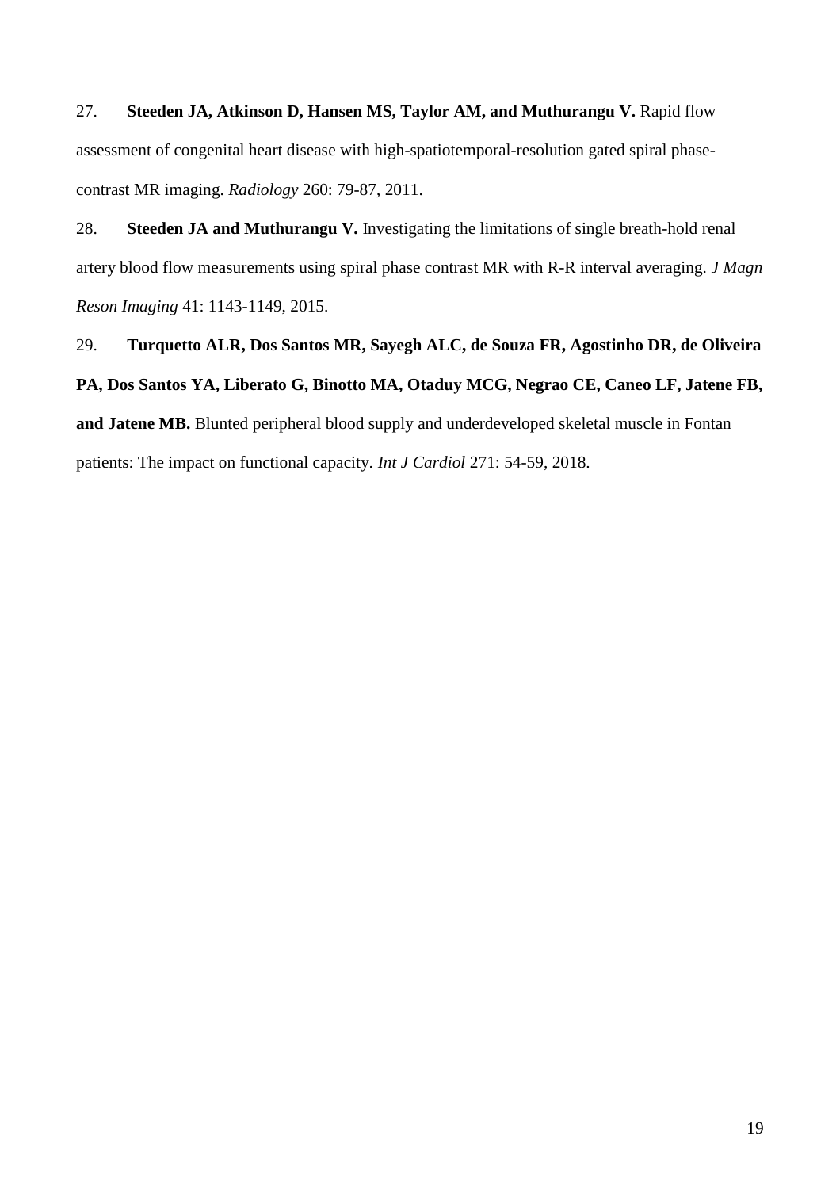27. **Steeden JA, Atkinson D, Hansen MS, Taylor AM, and Muthurangu V.** Rapid flow assessment of congenital heart disease with high-spatiotemporal-resolution gated spiral phase-contrast MR imaging. *Radiology* 260: 79-87, 2011.

28. **Steeden JA and Muthurangu V.** Investigating the limitations of single breath-hold renal artery blood flow measurements using spiral phase contrast MR with R-R interval averaging. *J Magn Reson Imaging* 41: 1143-1149, 2015.

29. **Turquetto ALR, Dos Santos MR, Sayegh ALC, de Souza FR, Agostinho DR, de Oliveira PA, Dos Santos YA, Liberato G, Binotto MA, Otaduy MCG, Negrao CE, Caneo LF, Jatene FB, and Jatene MB.** Blunted peripheral blood supply and underdeveloped skeletal muscle in Fontan patients: The impact on functional capacity. *Int J Cardiol* 271: 54-59, 2018.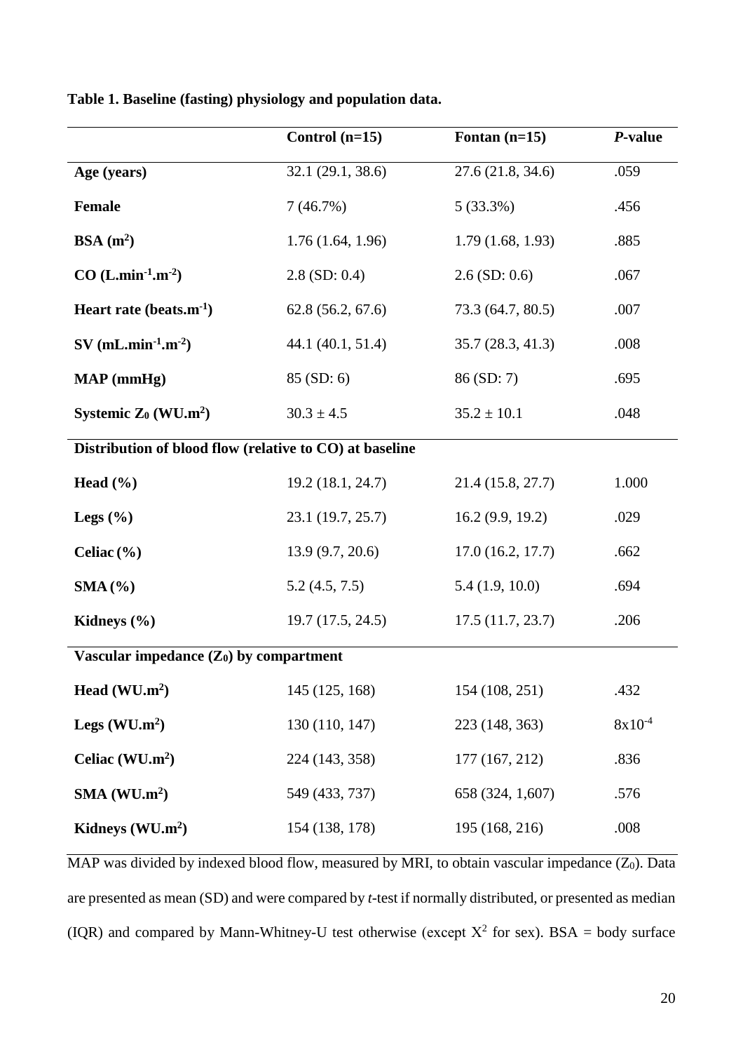**Table 1. Baseline (fasting) physiology and population data.**

| | Control (n=15) | Fontan (n=15) | *P*-value |
|---|---|---|---|
| **Age (years)** | 32.1 (29.1, 38.6) | 27.6 (21.8, 34.6) | .059 |
| **Female** | 7 (46.7%) | 5 (33.3%) | .456 |
| **BSA ($m^2$)** | 1.76 (1.64, 1.96) | 1.79 (1.68, 1.93) | .885 |
| **CO ($L.min^{-1}.m^{-2}$)** | 2.8 (SD: 0.4) | 2.6 (SD: 0.6) | .067 |
| **Heart rate ($beats.m^{-1}$)** | 62.8 (56.2, 67.6) | 73.3 (64.7, 80.5) | .007 |
| **SV ($mL.min^{-1}.m^{-2}$)** | 44.1 (40.1, 51.4) | 35.7 (28.3, 41.3) | .008 |
| **MAP (mmHg)** | 85 (SD: 6) | 86 (SD: 7) | .695 |
| **Systemic $Z_0$ ($WU.m^2$)** | $30.3 \pm 4.5$ | $35.2 \pm 10.1$ | .048 |
| **Distribution of blood flow (relative to CO) at baseline** | | | |
| **Head (%)** | 19.2 (18.1, 24.7) | 21.4 (15.8, 27.7) | 1.000 |
| **Legs (%)** | 23.1 (19.7, 25.7) | 16.2 (9.9, 19.2) | .029 |
| **Celiac (%)** | 13.9 (9.7, 20.6) | 17.0 (16.2, 17.7) | .662 |
| **SMA (%)** | 5.2 (4.5, 7.5) | 5.4 (1.9, 10.0) | .694 |
| **Kidneys (%)** | 19.7 (17.5, 24.5) | 17.5 (11.7, 23.7) | .206 |
| **Vascular impedance ($Z_0$) by compartment** | | | |
| **Head ($WU.m^2$)** | 145 (125, 168) | 154 (108, 251) | .432 |
| **Legs ($WU.m^2$)** | 130 (110, 147) | 223 (148, 363) | $8x10^{-4}$ |
| **Celiac ($WU.m^2$)** | 224 (143, 358) | 177 (167, 212) | .836 |
| **SMA ($WU.m^2$)** | 549 (433, 737) | 658 (324, 1,607) | .576 |
| **Kidneys ($WU.m^2$)** | 154 (138, 178) | 195 (168, 216) | .008 |

MAP was divided by indexed blood flow, measured by MRI, to obtain vascular impedance ($Z_0$). Data are presented as mean (SD) and were compared by *t*-test if normally distributed, or presented as median (IQR) and compared by Mann-Whitney-U test otherwise (except $X^2$ for sex). BSA = body surface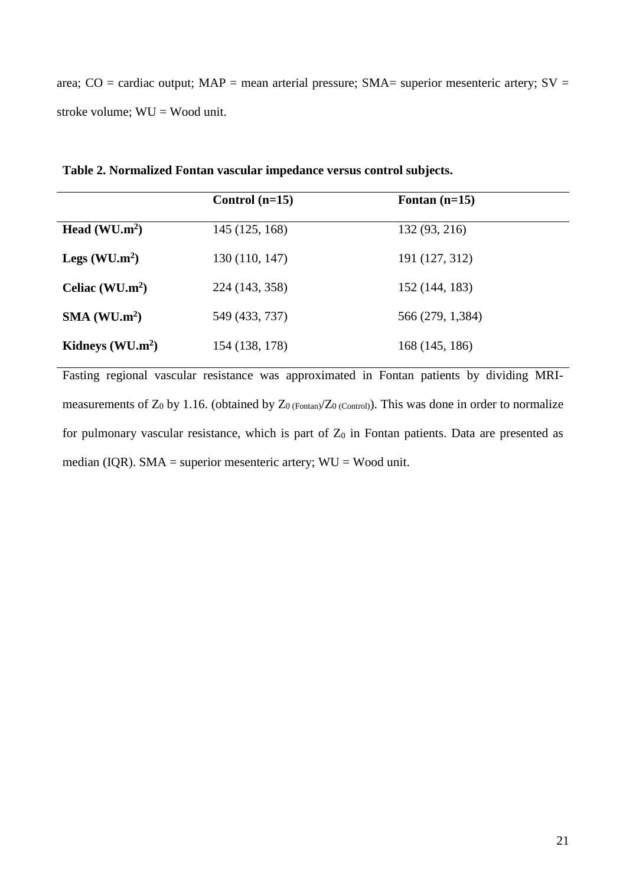area; CO = cardiac output; MAP = mean arterial pressure; SMA= superior mesenteric artery; SV = stroke volume; WU = Wood unit.

**Table 2. Normalized Fontan vascular impedance versus control subjects.**

| | **Control (n=15)** | **Fontan (n=15)** |
|---|---|---|
| **Head (WU.m$^2$)** | 145 (125, 168) | 132 (93, 216) |
| **Legs (WU.m$^2$)** | 130 (110, 147) | 191 (127, 312) |
| **Celiac (WU.m$^2$)** | 224 (143, 358) | 152 (144, 183) |
| **SMA (WU.m$^2$)** | 549 (433, 737) | 566 (279, 1,384) |
| **Kidneys (WU.m$^2$)** | 154 (138, 178) | 168 (145, 186) |

Fasting regional vascular resistance was approximated in Fontan patients by dividing MRI-measurements of $Z_0$ by 1.16. (obtained by $Z_{0\ (Fontan)}/Z_{0\ (Control)}$). This was done in order to normalize for pulmonary vascular resistance, which is part of $Z_0$ in Fontan patients. Data are presented as median (IQR). SMA = superior mesenteric artery; WU = Wood unit.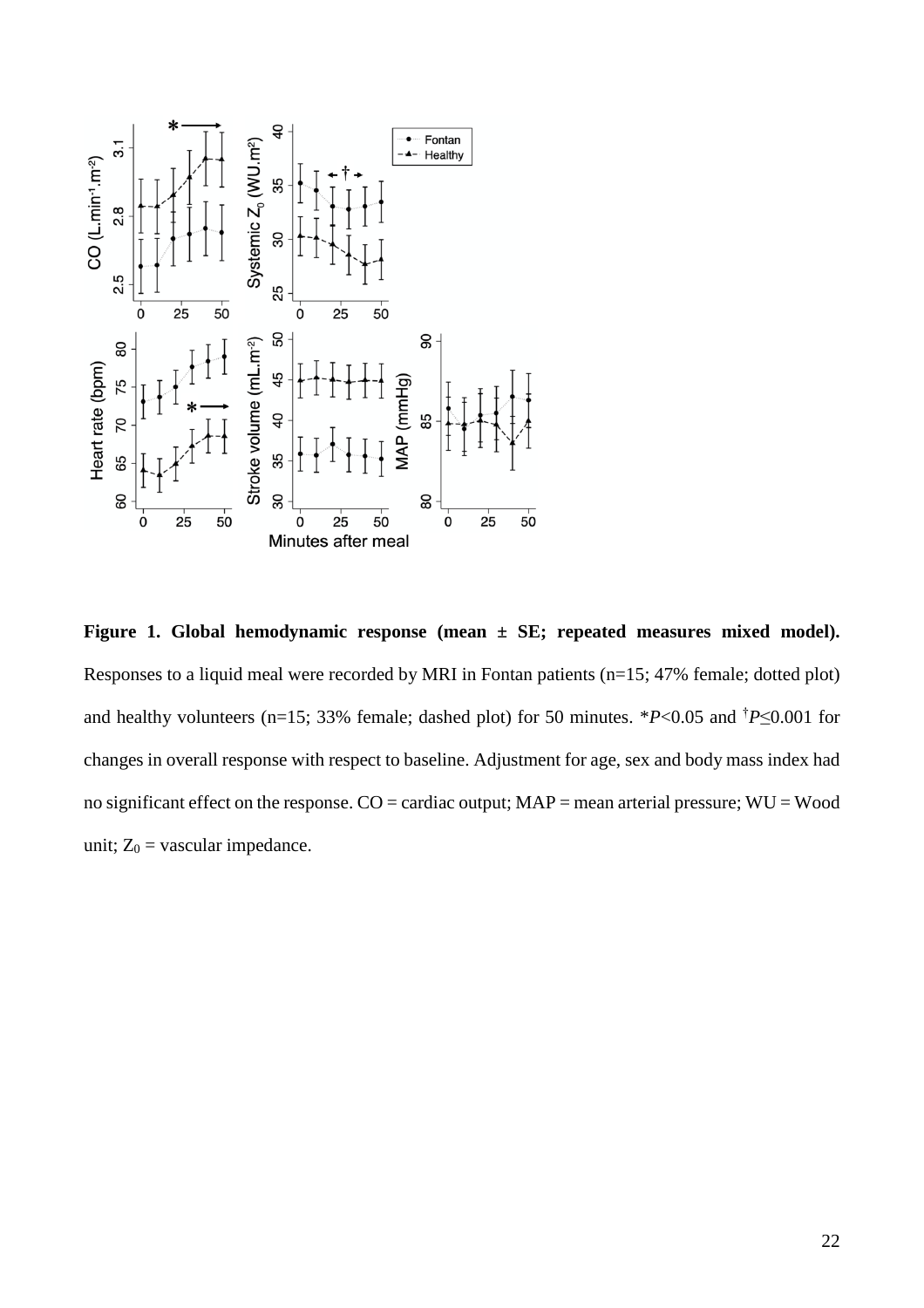**Figure 1. Global hemodynamic response (mean ± SE; repeated measures mixed model).** Responses to a liquid meal were recorded by MRI in Fontan patients (n=15; 47% female; dotted plot) and healthy volunteers (n=15; 33% female; dashed plot) for 50 minutes. \**P*<0.05 and †*P*≤0.001 for changes in overall response with respect to baseline. Adjustment for age, sex and body mass index had no significant effect on the response. CO = cardiac output; MAP = mean arterial pressure; WU = Wood unit; $Z_0$ = vascular impedance.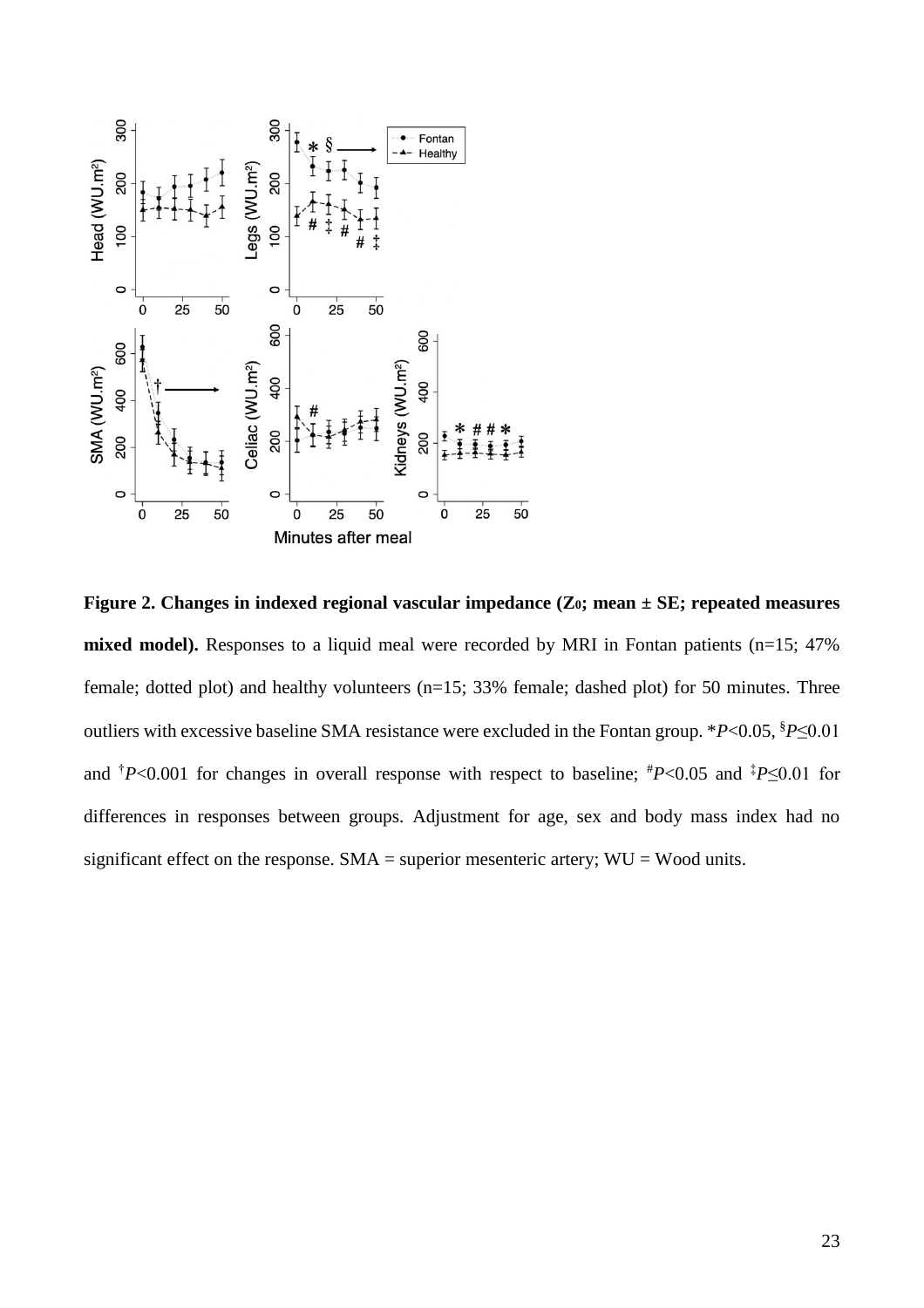**Figure 2. Changes in indexed regional vascular impedance ($Z_0$; mean ± SE; repeated measures mixed model).** Responses to a liquid meal were recorded by MRI in Fontan patients (n=15; 47% female; dotted plot) and healthy volunteers (n=15; 33% female; dashed plot) for 50 minutes. Three outliers with excessive baseline SMA resistance were excluded in the Fontan group. \**P*<0.05, §*P*≤0.01 and †*P*<0.001 for changes in overall response with respect to baseline; #*P*<0.05 and ‡*P*≤0.01 for differences in responses between groups. Adjustment for age, sex and body mass index had no significant effect on the response. SMA = superior mesenteric artery; WU = Wood units.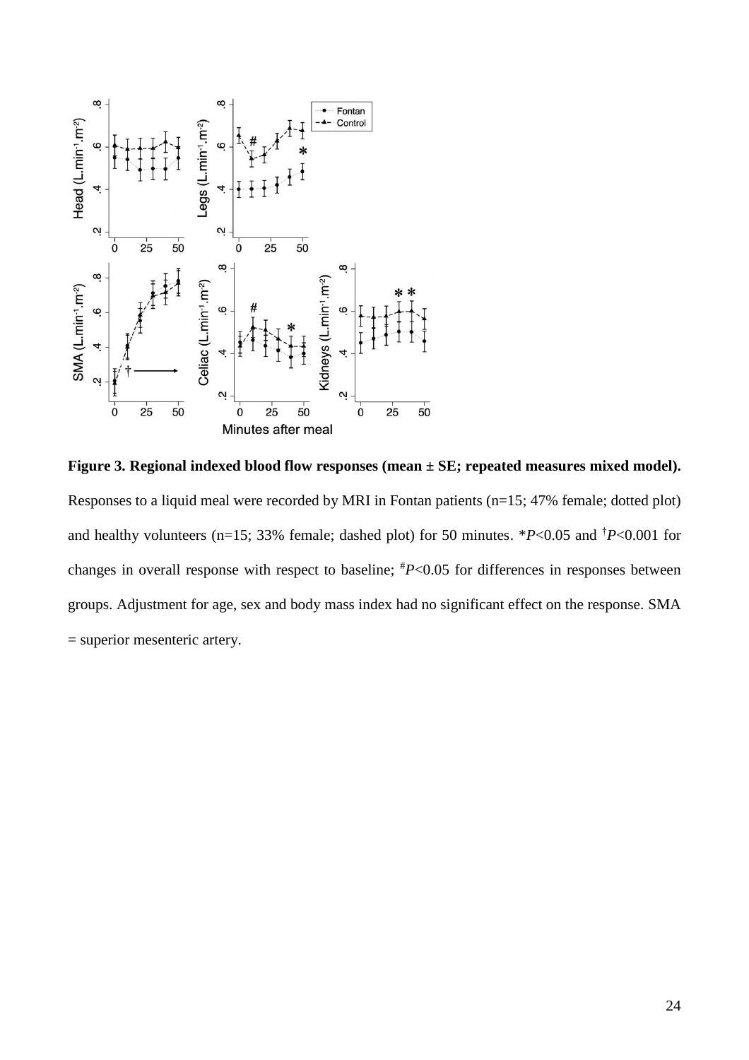Fontan
Control

Head (L.min⁻¹.m⁻²)
.8
.6
.4
.2
0 25 50

Legs (L.min⁻¹.m⁻²)
.8
.6
.4
.2
0 25 50
#
*

SMA (L.min⁻¹.m⁻²)
.8
.6
.4
.2
0 25 50
†

Celiac (L.min⁻¹.m⁻²)
.8
.6
.4
.2
0 25 50
#
*

Kidneys (L.min⁻¹.m⁻²)
.8
.6
.4
.2
0 25 50
* *

Minutes after meal

**Figure 3. Regional indexed blood flow responses (mean ± SE; repeated measures mixed model).** Responses to a liquid meal were recorded by MRI in Fontan patients (n=15; 47% female; dotted plot) and healthy volunteers (n=15; 33% female; dashed plot) for 50 minutes. *$P$<0.05 and †$P$<0.001 for changes in overall response with respect to baseline; #$P$<0.05 for differences in responses between groups. Adjustment for age, sex and body mass index had no significant effect on the response. SMA = superior mesenteric artery.